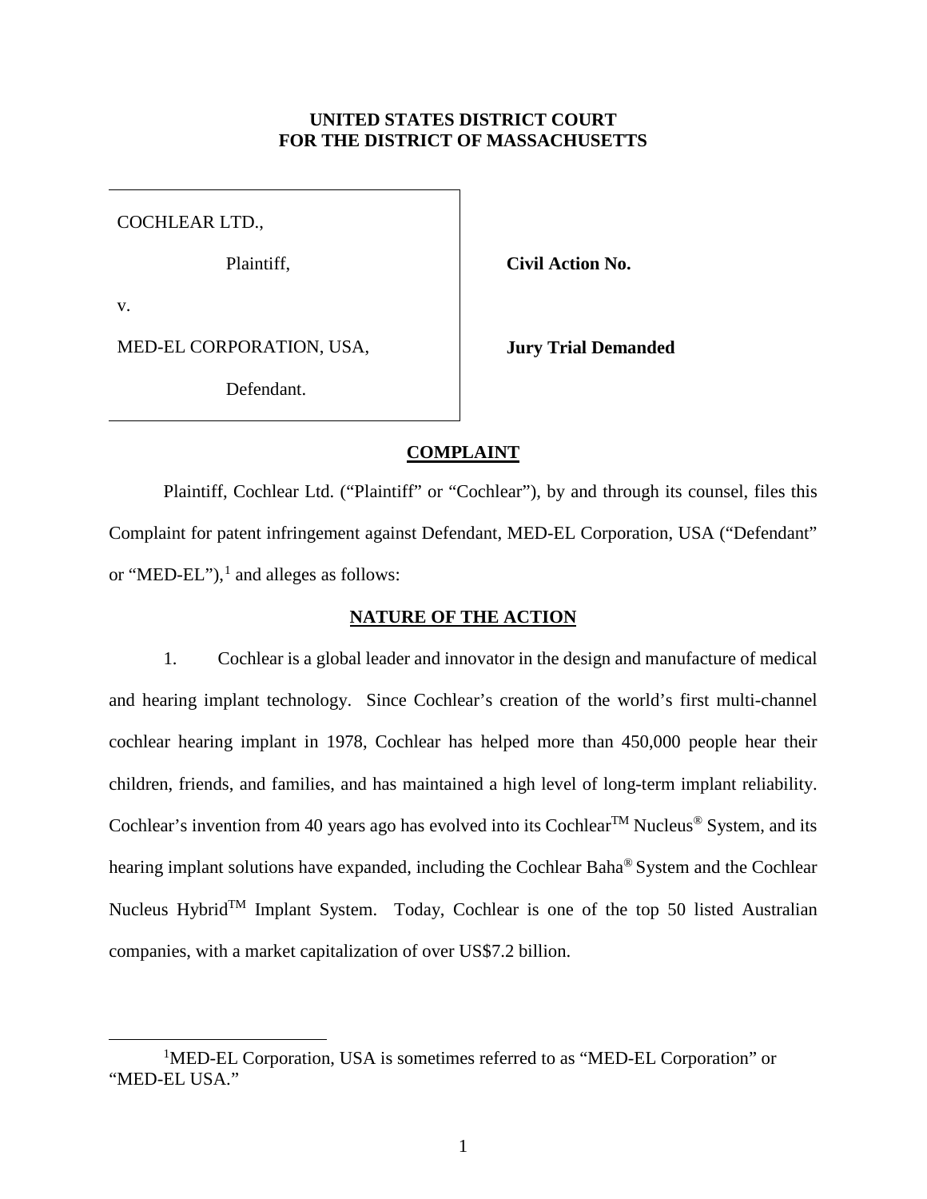**UNITED STATES DISTRICT COURT**
**FOR THE DISTRICT OF MASSACHUSETTS**

| | |
|---|---|
| COCHLEAR LTD., | |
| Plaintiff, | **Civil Action No.** |
| v. | |
| MED-EL CORPORATION, USA, | **Jury Trial Demanded** |
| Defendant. | |

## COMPLAINT

Plaintiff, Cochlear Ltd. ("Plaintiff" or "Cochlear"), by and through its counsel, files this Complaint for patent infringement against Defendant, MED-EL Corporation, USA ("Defendant" or "MED-EL"),[1] and alleges as follows:

## NATURE OF THE ACTION

1. Cochlear is a global leader and innovator in the design and manufacture of medical and hearing implant technology. Since Cochlear's creation of the world's first multi-channel cochlear hearing implant in 1978, Cochlear has helped more than 450,000 people hear their children, friends, and families, and has maintained a high level of long-term implant reliability. Cochlear's invention from 40 years ago has evolved into its Cochlear™ Nucleus® System, and its hearing implant solutions have expanded, including the Cochlear Baha® System and the Cochlear Nucleus Hybrid™ Implant System. Today, Cochlear is one of the top 50 listed Australian companies, with a market capitalization of over US$7.2 billion.

---

[1] MED-EL Corporation, USA is sometimes referred to as "MED-EL Corporation" or "MED-EL USA."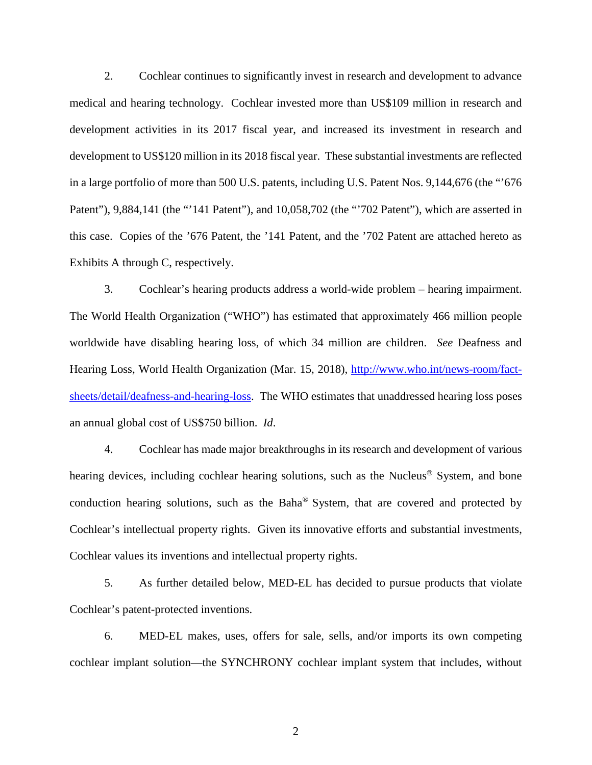2. Cochlear continues to significantly invest in research and development to advance medical and hearing technology. Cochlear invested more than US$109 million in research and development activities in its 2017 fiscal year, and increased its investment in research and development to US$120 million in its 2018 fiscal year. These substantial investments are reflected in a large portfolio of more than 500 U.S. patents, including U.S. Patent Nos. 9,144,676 (the "'676 Patent"), 9,884,141 (the "'141 Patent"), and 10,058,702 (the "'702 Patent"), which are asserted in this case. Copies of the '676 Patent, the '141 Patent, and the '702 Patent are attached hereto as Exhibits A through C, respectively.

3. Cochlear's hearing products address a world-wide problem – hearing impairment. The World Health Organization ("WHO") has estimated that approximately 466 million people worldwide have disabling hearing loss, of which 34 million are children. *See* Deafness and Hearing Loss, World Health Organization (Mar. 15, 2018), [http://www.who.int/news-room/fact-sheets/detail/deafness-and-hearing-loss](http://www.who.int/news-room/fact-sheets/detail/deafness-and-hearing-loss). The WHO estimates that unaddressed hearing loss poses an annual global cost of US$750 billion. *Id*.

4. Cochlear has made major breakthroughs in its research and development of various hearing devices, including cochlear hearing solutions, such as the Nucleus® System, and bone conduction hearing solutions, such as the Baha® System, that are covered and protected by Cochlear's intellectual property rights. Given its innovative efforts and substantial investments, Cochlear values its inventions and intellectual property rights.

5. As further detailed below, MED-EL has decided to pursue products that violate Cochlear's patent-protected inventions.

6. MED-EL makes, uses, offers for sale, sells, and/or imports its own competing cochlear implant solution—the SYNCHRONY cochlear implant system that includes, without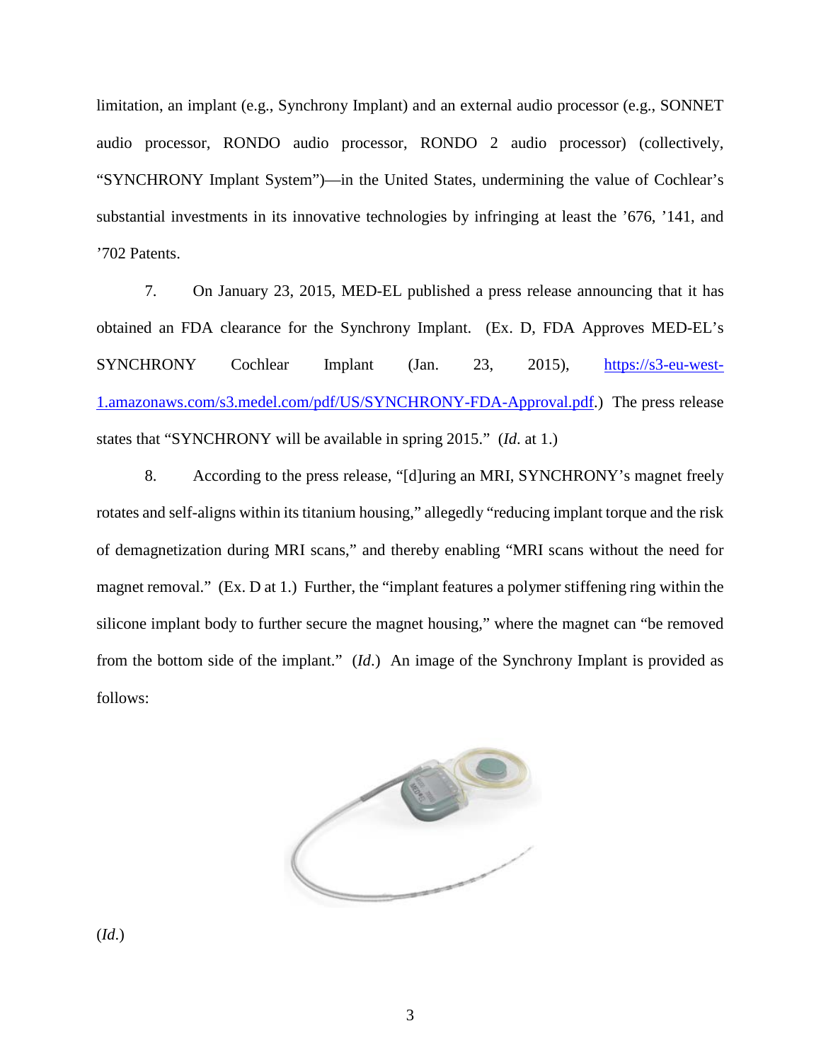limitation, an implant (e.g., Synchrony Implant) and an external audio processor (e.g., SONNET audio processor, RONDO audio processor, RONDO 2 audio processor) (collectively, "SYNCHRONY Implant System")—in the United States, undermining the value of Cochlear's substantial investments in its innovative technologies by infringing at least the '676, '141, and '702 Patents.

7. On January 23, 2015, MED-EL published a press release announcing that it has obtained an FDA clearance for the Synchrony Implant. (Ex. D, FDA Approves MED-EL's SYNCHRONY Cochlear Implant (Jan. 23, 2015), [https://s3-eu-west-1.amazonaws.com/s3.medel.com/pdf/US/SYNCHRONY-FDA-Approval.pdf](https://s3-eu-west-1.amazonaws.com/s3.medel.com/pdf/US/SYNCHRONY-FDA-Approval.pdf).) The press release states that "SYNCHRONY will be available in spring 2015." (*Id.* at 1.)

8. According to the press release, "[d]uring an MRI, SYNCHRONY's magnet freely rotates and self-aligns within its titanium housing," allegedly "reducing implant torque and the risk of demagnetization during MRI scans," and thereby enabling "MRI scans without the need for magnet removal." (Ex. D at 1.) Further, the "implant features a polymer stiffening ring within the silicone implant body to further secure the magnet housing," where the magnet can "be removed from the bottom side of the implant." (*Id.*) An image of the Synchrony Implant is provided as follows:

(*Id.*)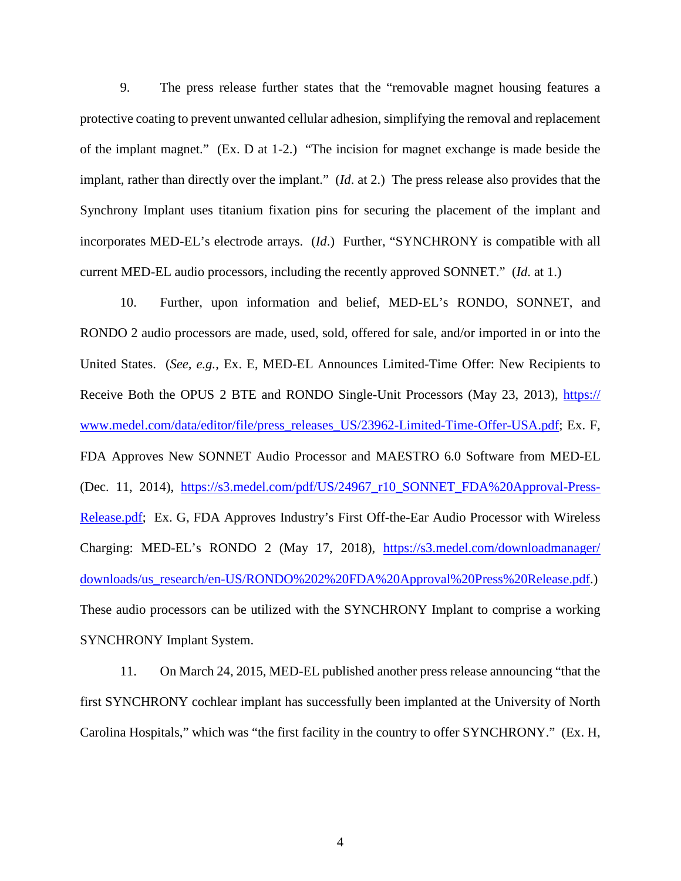9. The press release further states that the "removable magnet housing features a protective coating to prevent unwanted cellular adhesion, simplifying the removal and replacement of the implant magnet." (Ex. D at 1-2.) "The incision for magnet exchange is made beside the implant, rather than directly over the implant." (*Id*. at 2.) The press release also provides that the Synchrony Implant uses titanium fixation pins for securing the placement of the implant and incorporates MED-EL's electrode arrays. (*Id*.) Further, "SYNCHRONY is compatible with all current MED-EL audio processors, including the recently approved SONNET." (*Id.* at 1.)

10. Further, upon information and belief, MED-EL's RONDO, SONNET, and RONDO 2 audio processors are made, used, sold, offered for sale, and/or imported in or into the United States. (*See, e.g.*, Ex. E, MED-EL Announces Limited-Time Offer: New Recipients to Receive Both the OPUS 2 BTE and RONDO Single-Unit Processors (May 23, 2013), https://www.medel.com/data/editor/file/press_releases_US/23962-Limited-Time-Offer-USA.pdf; Ex. F, FDA Approves New SONNET Audio Processor and MAESTRO 6.0 Software from MED-EL (Dec. 11, 2014), https://s3.medel.com/pdf/US/24967_r10_SONNET_FDA%20Approval-Press-Release.pdf; Ex. G, FDA Approves Industry's First Off-the-Ear Audio Processor with Wireless Charging: MED-EL's RONDO 2 (May 17, 2018), https://s3.medel.com/downloadmanager/downloads/us_research/en-US/RONDO%202%20FDA%20Approval%20Press%20Release.pdf.) These audio processors can be utilized with the SYNCHRONY Implant to comprise a working SYNCHRONY Implant System.

11. On March 24, 2015, MED-EL published another press release announcing "that the first SYNCHRONY cochlear implant has successfully been implanted at the University of North Carolina Hospitals," which was "the first facility in the country to offer SYNCHRONY." (Ex. H,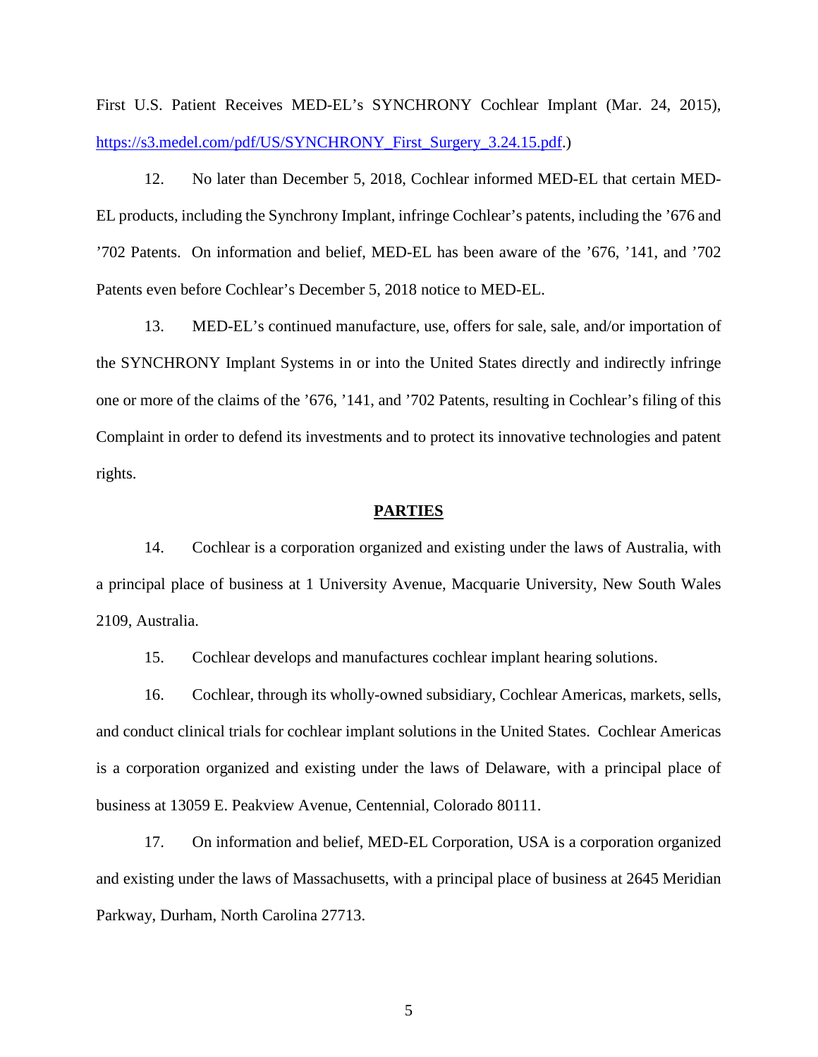First U.S. Patient Receives MED-EL's SYNCHRONY Cochlear Implant (Mar. 24, 2015), [https://s3.medel.com/pdf/US/SYNCHRONY_First_Surgery_3.24.15.pdf](https://s3.medel.com/pdf/US/SYNCHRONY_First_Surgery_3.24.15.pdf).)

12. No later than December 5, 2018, Cochlear informed MED-EL that certain MED-EL products, including the Synchrony Implant, infringe Cochlear's patents, including the '676 and '702 Patents. On information and belief, MED-EL has been aware of the '676, '141, and '702 Patents even before Cochlear's December 5, 2018 notice to MED-EL.

13. MED-EL's continued manufacture, use, offers for sale, sale, and/or importation of the SYNCHRONY Implant Systems in or into the United States directly and indirectly infringe one or more of the claims of the '676, '141, and '702 Patents, resulting in Cochlear's filing of this Complaint in order to defend its investments and to protect its innovative technologies and patent rights.

## PARTIES

14. Cochlear is a corporation organized and existing under the laws of Australia, with a principal place of business at 1 University Avenue, Macquarie University, New South Wales 2109, Australia.

15. Cochlear develops and manufactures cochlear implant hearing solutions.

16. Cochlear, through its wholly-owned subsidiary, Cochlear Americas, markets, sells, and conduct clinical trials for cochlear implant solutions in the United States. Cochlear Americas is a corporation organized and existing under the laws of Delaware, with a principal place of business at 13059 E. Peakview Avenue, Centennial, Colorado 80111.

17. On information and belief, MED-EL Corporation, USA is a corporation organized and existing under the laws of Massachusetts, with a principal place of business at 2645 Meridian Parkway, Durham, North Carolina 27713.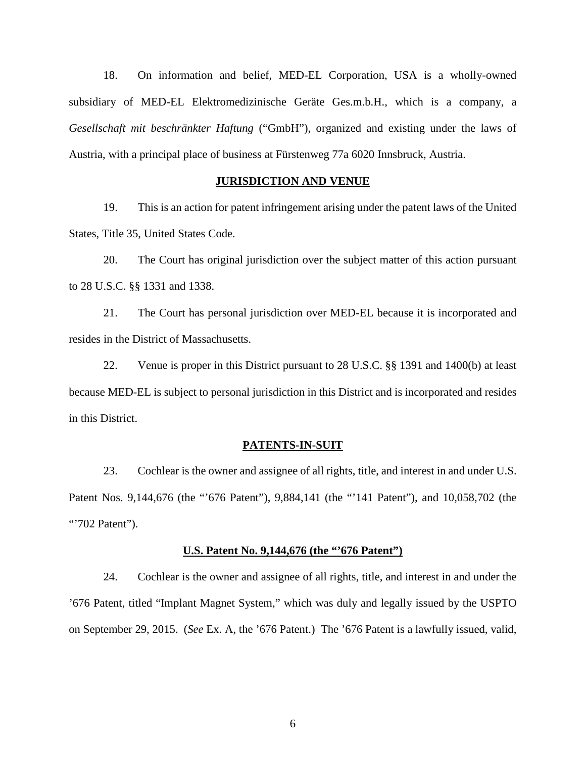18. On information and belief, MED-EL Corporation, USA is a wholly-owned subsidiary of MED-EL Elektromedizinische Geräte Ges.m.b.H., which is a company, a *Gesellschaft mit beschränkter Haftung* ("GmbH"), organized and existing under the laws of Austria, with a principal place of business at Fürstenweg 77a 6020 Innsbruck, Austria.

## JURISDICTION AND VENUE

19. This is an action for patent infringement arising under the patent laws of the United States, Title 35, United States Code.

20. The Court has original jurisdiction over the subject matter of this action pursuant to 28 U.S.C. §§ 1331 and 1338.

21. The Court has personal jurisdiction over MED-EL because it is incorporated and resides in the District of Massachusetts.

22. Venue is proper in this District pursuant to 28 U.S.C. §§ 1391 and 1400(b) at least because MED-EL is subject to personal jurisdiction in this District and is incorporated and resides in this District.

## PATENTS-IN-SUIT

23. Cochlear is the owner and assignee of all rights, title, and interest in and under U.S. Patent Nos. 9,144,676 (the "'676 Patent"), 9,884,141 (the "'141 Patent"), and 10,058,702 (the "'702 Patent").

### U.S. Patent No. 9,144,676 (the "'676 Patent")

24. Cochlear is the owner and assignee of all rights, title, and interest in and under the '676 Patent, titled "Implant Magnet System," which was duly and legally issued by the USPTO on September 29, 2015. (*See* Ex. A, the '676 Patent.) The '676 Patent is a lawfully issued, valid,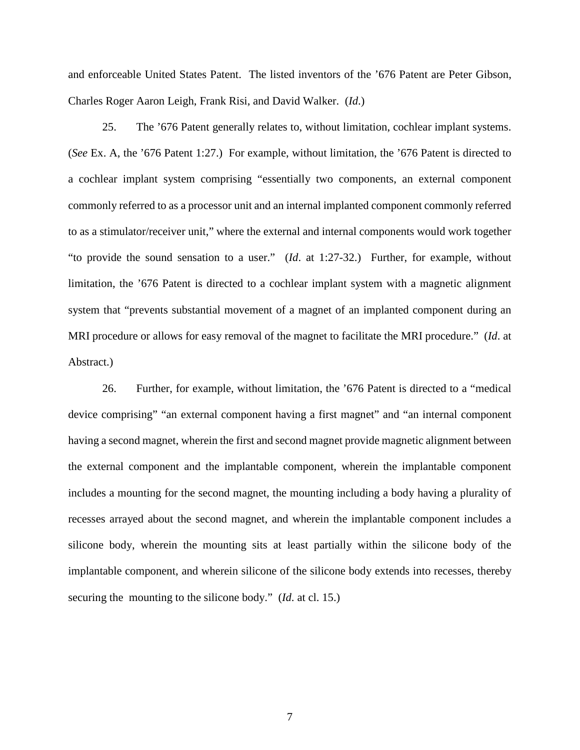and enforceable United States Patent. The listed inventors of the ’676 Patent are Peter Gibson, Charles Roger Aaron Leigh, Frank Risi, and David Walker. (*Id.*)

25. The ’676 Patent generally relates to, without limitation, cochlear implant systems. (*See* Ex. A, the ’676 Patent 1:27.) For example, without limitation, the ’676 Patent is directed to a cochlear implant system comprising “essentially two components, an external component commonly referred to as a processor unit and an internal implanted component commonly referred to as a stimulator/receiver unit,” where the external and internal components would work together “to provide the sound sensation to a user.” (*Id*. at 1:27-32.) Further, for example, without limitation, the ’676 Patent is directed to a cochlear implant system with a magnetic alignment system that “prevents substantial movement of a magnet of an implanted component during an MRI procedure or allows for easy removal of the magnet to facilitate the MRI procedure.” (*Id*. at Abstract.)

26. Further, for example, without limitation, the ’676 Patent is directed to a “medical device comprising” “an external component having a first magnet” and “an internal component having a second magnet, wherein the first and second magnet provide magnetic alignment between the external component and the implantable component, wherein the implantable component includes a mounting for the second magnet, the mounting including a body having a plurality of recesses arrayed about the second magnet, and wherein the implantable component includes a silicone body, wherein the mounting sits at least partially within the silicone body of the implantable component, and wherein silicone of the silicone body extends into recesses, thereby securing the mounting to the silicone body.” (*Id*. at cl. 15.)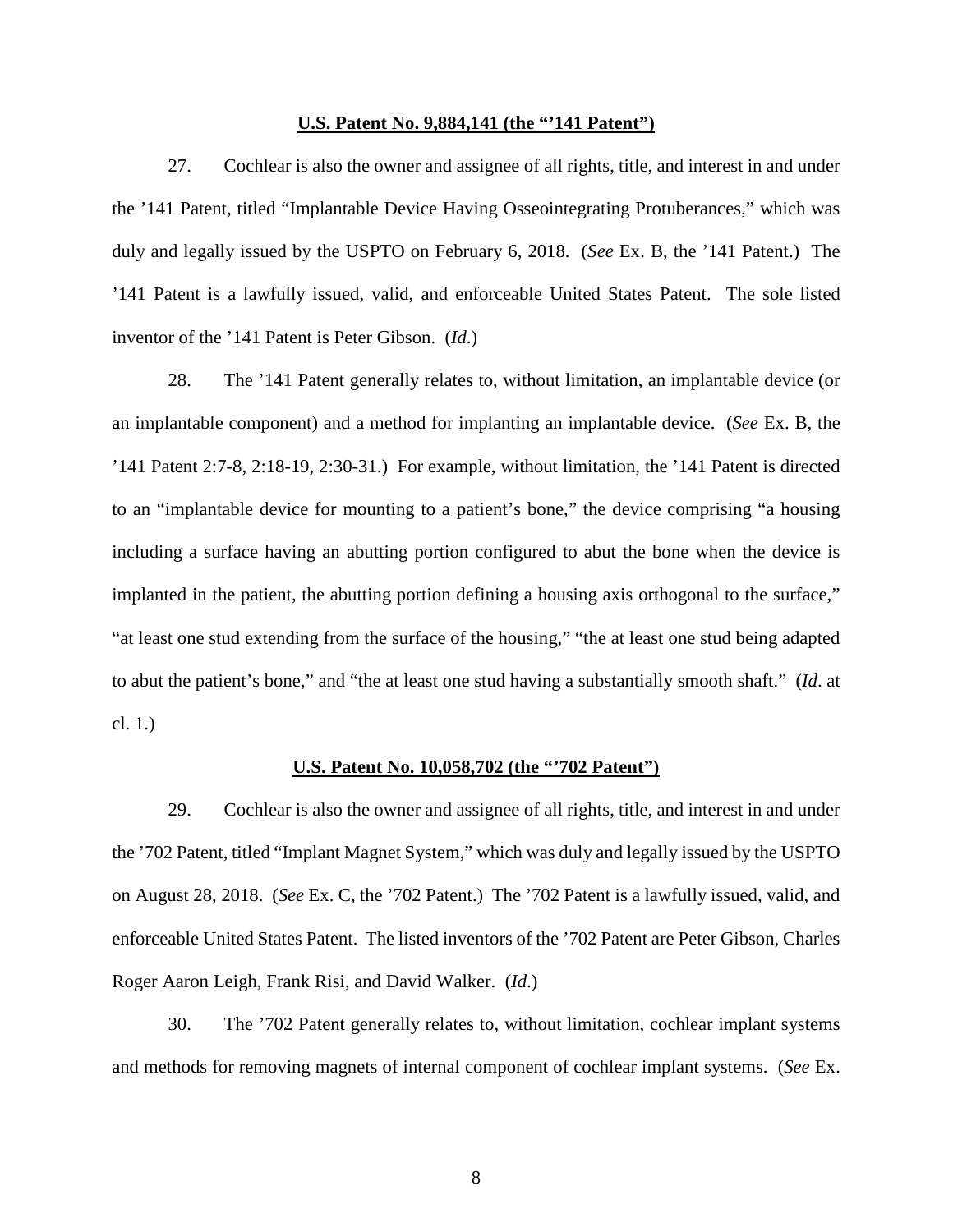**U.S. Patent No. 9,884,141 (the "'141 Patent")**

27. Cochlear is also the owner and assignee of all rights, title, and interest in and under the '141 Patent, titled "Implantable Device Having Osseointegrating Protuberances," which was duly and legally issued by the USPTO on February 6, 2018. (*See* Ex. B, the '141 Patent.) The '141 Patent is a lawfully issued, valid, and enforceable United States Patent. The sole listed inventor of the '141 Patent is Peter Gibson. (*Id*.)

28. The '141 Patent generally relates to, without limitation, an implantable device (or an implantable component) and a method for implanting an implantable device. (*See* Ex. B, the '141 Patent 2:7-8, 2:18-19, 2:30-31.) For example, without limitation, the '141 Patent is directed to an "implantable device for mounting to a patient's bone," the device comprising "a housing including a surface having an abutting portion configured to abut the bone when the device is implanted in the patient, the abutting portion defining a housing axis orthogonal to the surface," "at least one stud extending from the surface of the housing," "the at least one stud being adapted to abut the patient's bone," and "the at least one stud having a substantially smooth shaft." (*Id*. at cl. 1.)

**U.S. Patent No. 10,058,702 (the "'702 Patent")**

29. Cochlear is also the owner and assignee of all rights, title, and interest in and under the '702 Patent, titled "Implant Magnet System," which was duly and legally issued by the USPTO on August 28, 2018. (*See* Ex. C, the '702 Patent.) The '702 Patent is a lawfully issued, valid, and enforceable United States Patent. The listed inventors of the '702 Patent are Peter Gibson, Charles Roger Aaron Leigh, Frank Risi, and David Walker. (*Id*.)

30. The '702 Patent generally relates to, without limitation, cochlear implant systems and methods for removing magnets of internal component of cochlear implant systems. (*See* Ex.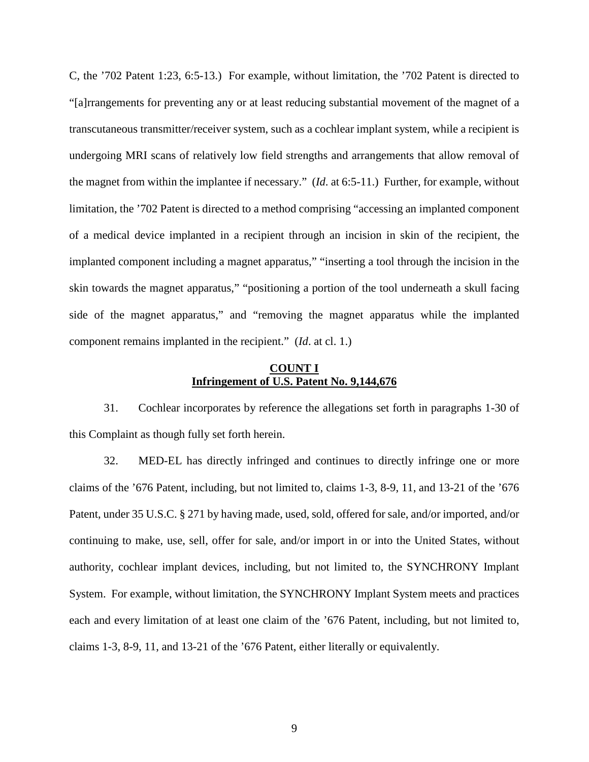C, the '702 Patent 1:23, 6:5-13.) For example, without limitation, the '702 Patent is directed to "[a]rrangements for preventing any or at least reducing substantial movement of the magnet of a transcutaneous transmitter/receiver system, such as a cochlear implant system, while a recipient is undergoing MRI scans of relatively low field strengths and arrangements that allow removal of the magnet from within the implantee if necessary." (*Id*. at 6:5-11.) Further, for example, without limitation, the '702 Patent is directed to a method comprising "accessing an implanted component of a medical device implanted in a recipient through an incision in skin of the recipient, the implanted component including a magnet apparatus," "inserting a tool through the incision in the skin towards the magnet apparatus," "positioning a portion of the tool underneath a skull facing side of the magnet apparatus," and "removing the magnet apparatus while the implanted component remains implanted in the recipient." (*Id*. at cl. 1.)

## COUNT I
## Infringement of U.S. Patent No. 9,144,676

31. Cochlear incorporates by reference the allegations set forth in paragraphs 1-30 of this Complaint as though fully set forth herein.

32. MED-EL has directly infringed and continues to directly infringe one or more claims of the '676 Patent, including, but not limited to, claims 1-3, 8-9, 11, and 13-21 of the '676 Patent, under 35 U.S.C. § 271 by having made, used, sold, offered for sale, and/or imported, and/or continuing to make, use, sell, offer for sale, and/or import in or into the United States, without authority, cochlear implant devices, including, but not limited to, the SYNCHRONY Implant System. For example, without limitation, the SYNCHRONY Implant System meets and practices each and every limitation of at least one claim of the '676 Patent, including, but not limited to, claims 1-3, 8-9, 11, and 13-21 of the '676 Patent, either literally or equivalently.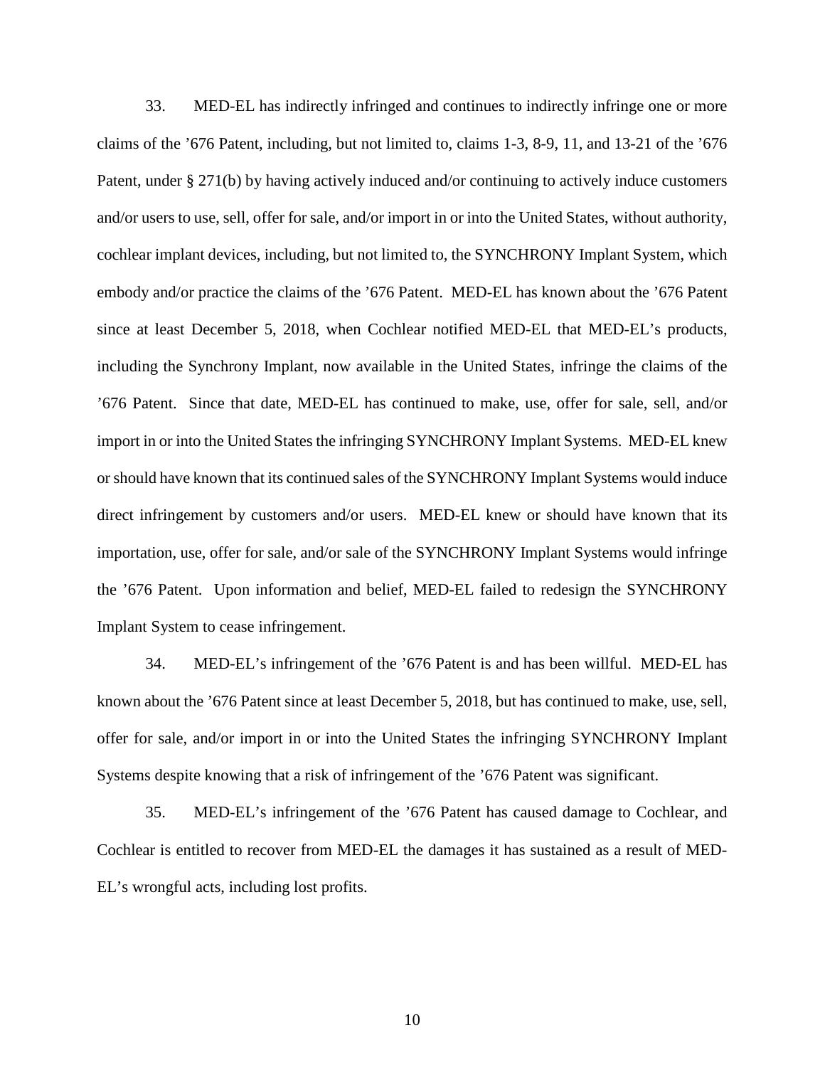33. MED-EL has indirectly infringed and continues to indirectly infringe one or more claims of the ’676 Patent, including, but not limited to, claims 1-3, 8-9, 11, and 13-21 of the ’676 Patent, under § 271(b) by having actively induced and/or continuing to actively induce customers and/or users to use, sell, offer for sale, and/or import in or into the United States, without authority, cochlear implant devices, including, but not limited to, the SYNCHRONY Implant System, which embody and/or practice the claims of the ’676 Patent. MED-EL has known about the ’676 Patent since at least December 5, 2018, when Cochlear notified MED-EL that MED-EL’s products, including the Synchrony Implant, now available in the United States, infringe the claims of the ’676 Patent. Since that date, MED-EL has continued to make, use, offer for sale, sell, and/or import in or into the United States the infringing SYNCHRONY Implant Systems. MED-EL knew or should have known that its continued sales of the SYNCHRONY Implant Systems would induce direct infringement by customers and/or users. MED-EL knew or should have known that its importation, use, offer for sale, and/or sale of the SYNCHRONY Implant Systems would infringe the ’676 Patent. Upon information and belief, MED-EL failed to redesign the SYNCHRONY Implant System to cease infringement.

34. MED-EL’s infringement of the ’676 Patent is and has been willful. MED-EL has known about the ’676 Patent since at least December 5, 2018, but has continued to make, use, sell, offer for sale, and/or import in or into the United States the infringing SYNCHRONY Implant Systems despite knowing that a risk of infringement of the ’676 Patent was significant.

35. MED-EL’s infringement of the ’676 Patent has caused damage to Cochlear, and Cochlear is entitled to recover from MED-EL the damages it has sustained as a result of MED-EL’s wrongful acts, including lost profits.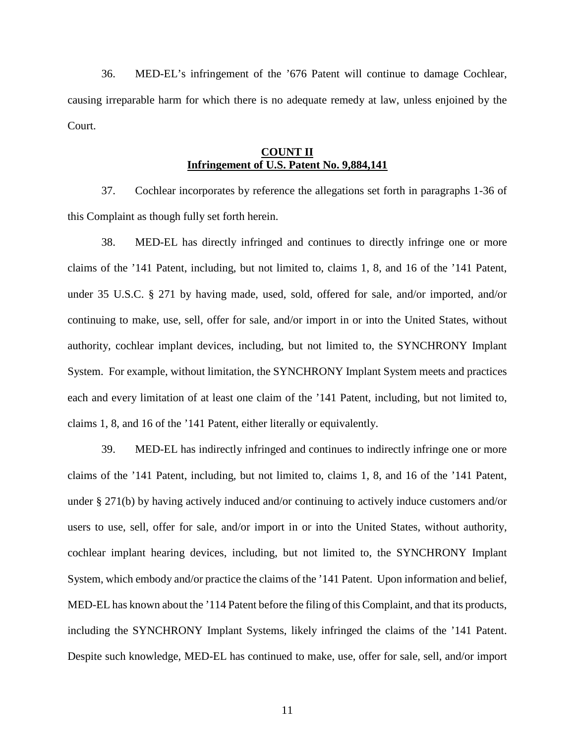36. MED-EL's infringement of the '676 Patent will continue to damage Cochlear, causing irreparable harm for which there is no adequate remedy at law, unless enjoined by the Court.

**COUNT II**
**Infringement of U.S. Patent No. 9,884,141**

37. Cochlear incorporates by reference the allegations set forth in paragraphs 1-36 of this Complaint as though fully set forth herein.

38. MED-EL has directly infringed and continues to directly infringe one or more claims of the '141 Patent, including, but not limited to, claims 1, 8, and 16 of the '141 Patent, under 35 U.S.C. § 271 by having made, used, sold, offered for sale, and/or imported, and/or continuing to make, use, sell, offer for sale, and/or import in or into the United States, without authority, cochlear implant devices, including, but not limited to, the SYNCHRONY Implant System. For example, without limitation, the SYNCHRONY Implant System meets and practices each and every limitation of at least one claim of the '141 Patent, including, but not limited to, claims 1, 8, and 16 of the '141 Patent, either literally or equivalently.

39. MED-EL has indirectly infringed and continues to indirectly infringe one or more claims of the '141 Patent, including, but not limited to, claims 1, 8, and 16 of the '141 Patent, under § 271(b) by having actively induced and/or continuing to actively induce customers and/or users to use, sell, offer for sale, and/or import in or into the United States, without authority, cochlear implant hearing devices, including, but not limited to, the SYNCHRONY Implant System, which embody and/or practice the claims of the '141 Patent. Upon information and belief, MED-EL has known about the '114 Patent before the filing of this Complaint, and that its products, including the SYNCHRONY Implant Systems, likely infringed the claims of the '141 Patent. Despite such knowledge, MED-EL has continued to make, use, offer for sale, sell, and/or import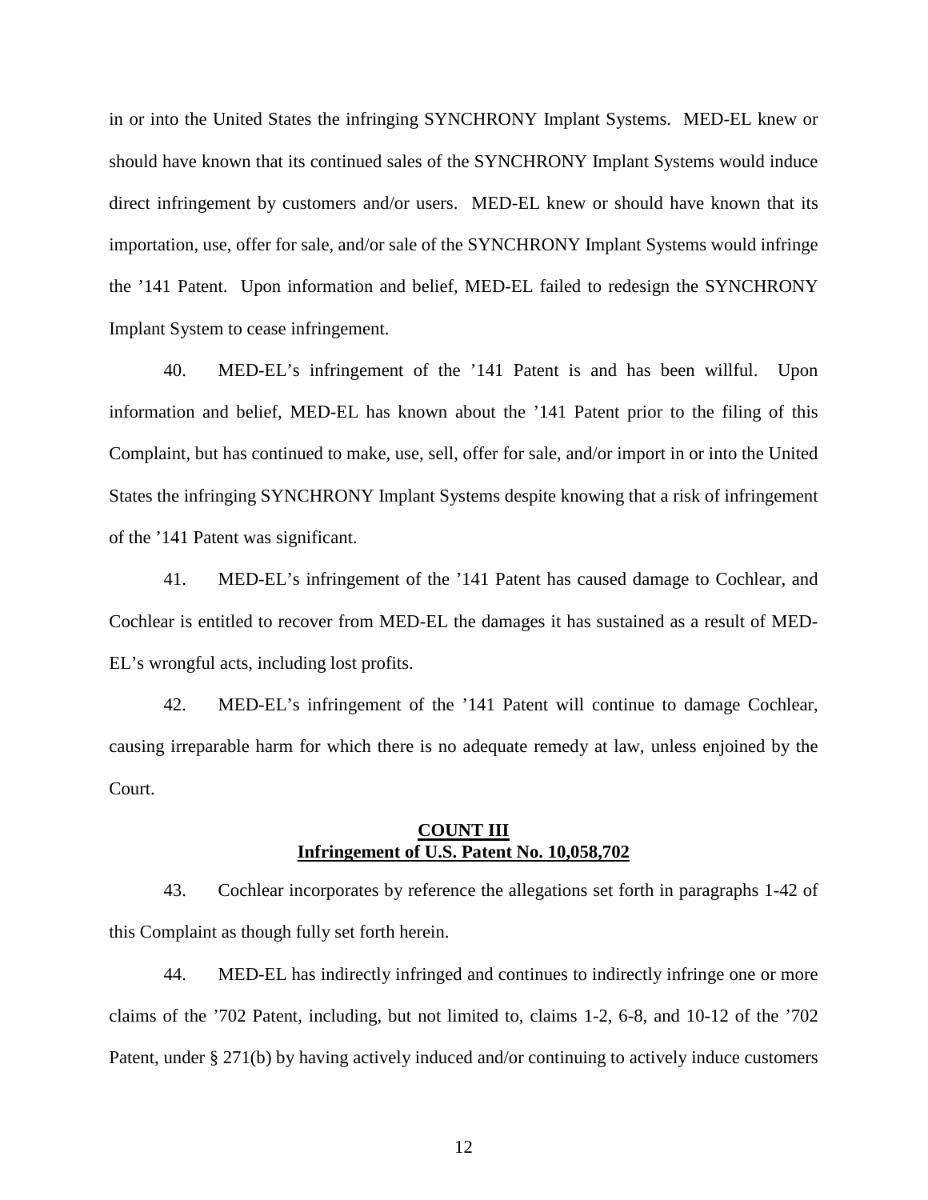in or into the United States the infringing SYNCHRONY Implant Systems. MED-EL knew or should have known that its continued sales of the SYNCHRONY Implant Systems would induce direct infringement by customers and/or users. MED-EL knew or should have known that its importation, use, offer for sale, and/or sale of the SYNCHRONY Implant Systems would infringe the ’141 Patent. Upon information and belief, MED-EL failed to redesign the SYNCHRONY Implant System to cease infringement.

40. MED-EL’s infringement of the ’141 Patent is and has been willful. Upon information and belief, MED-EL has known about the ’141 Patent prior to the filing of this Complaint, but has continued to make, use, sell, offer for sale, and/or import in or into the United States the infringing SYNCHRONY Implant Systems despite knowing that a risk of infringement of the ’141 Patent was significant.

41. MED-EL’s infringement of the ’141 Patent has caused damage to Cochlear, and Cochlear is entitled to recover from MED-EL the damages it has sustained as a result of MED-EL’s wrongful acts, including lost profits.

42. MED-EL’s infringement of the ’141 Patent will continue to damage Cochlear, causing irreparable harm for which there is no adequate remedy at law, unless enjoined by the Court.

## **COUNT III**
## **Infringement of U.S. Patent No. 10,058,702**

43. Cochlear incorporates by reference the allegations set forth in paragraphs 1-42 of this Complaint as though fully set forth herein.

44. MED-EL has indirectly infringed and continues to indirectly infringe one or more claims of the ’702 Patent, including, but not limited to, claims 1-2, 6-8, and 10-12 of the ’702 Patent, under § 271(b) by having actively induced and/or continuing to actively induce customers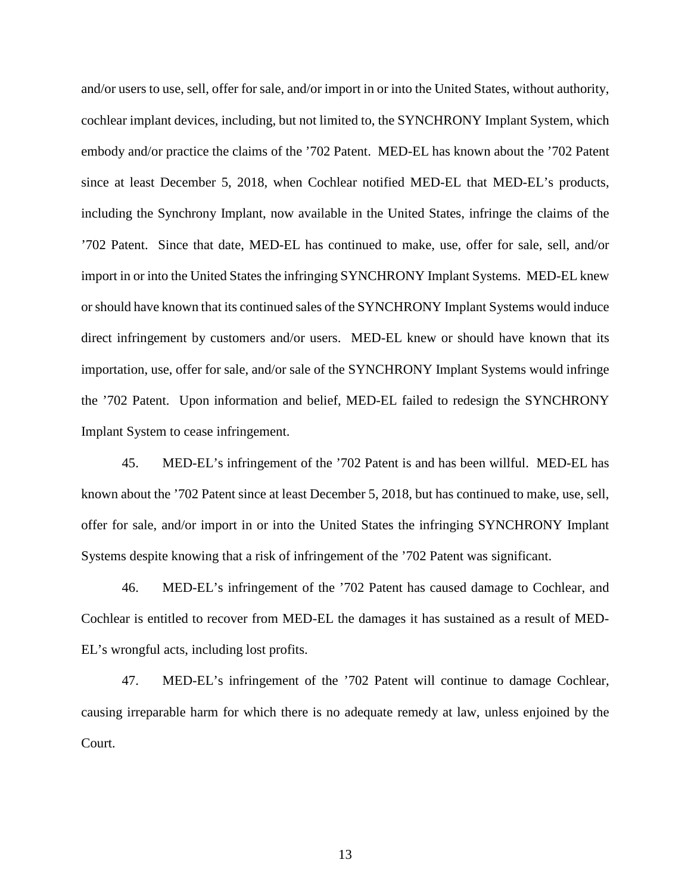and/or users to use, sell, offer for sale, and/or import in or into the United States, without authority, cochlear implant devices, including, but not limited to, the SYNCHRONY Implant System, which embody and/or practice the claims of the ’702 Patent. MED-EL has known about the ’702 Patent since at least December 5, 2018, when Cochlear notified MED-EL that MED-EL’s products, including the Synchrony Implant, now available in the United States, infringe the claims of the ’702 Patent. Since that date, MED-EL has continued to make, use, offer for sale, sell, and/or import in or into the United States the infringing SYNCHRONY Implant Systems. MED-EL knew or should have known that its continued sales of the SYNCHRONY Implant Systems would induce direct infringement by customers and/or users. MED-EL knew or should have known that its importation, use, offer for sale, and/or sale of the SYNCHRONY Implant Systems would infringe the ’702 Patent. Upon information and belief, MED-EL failed to redesign the SYNCHRONY Implant System to cease infringement.

45. MED-EL’s infringement of the ’702 Patent is and has been willful. MED-EL has known about the ’702 Patent since at least December 5, 2018, but has continued to make, use, sell, offer for sale, and/or import in or into the United States the infringing SYNCHRONY Implant Systems despite knowing that a risk of infringement of the ’702 Patent was significant.

46. MED-EL’s infringement of the ’702 Patent has caused damage to Cochlear, and Cochlear is entitled to recover from MED-EL the damages it has sustained as a result of MED-EL’s wrongful acts, including lost profits.

47. MED-EL’s infringement of the ’702 Patent will continue to damage Cochlear, causing irreparable harm for which there is no adequate remedy at law, unless enjoined by the Court.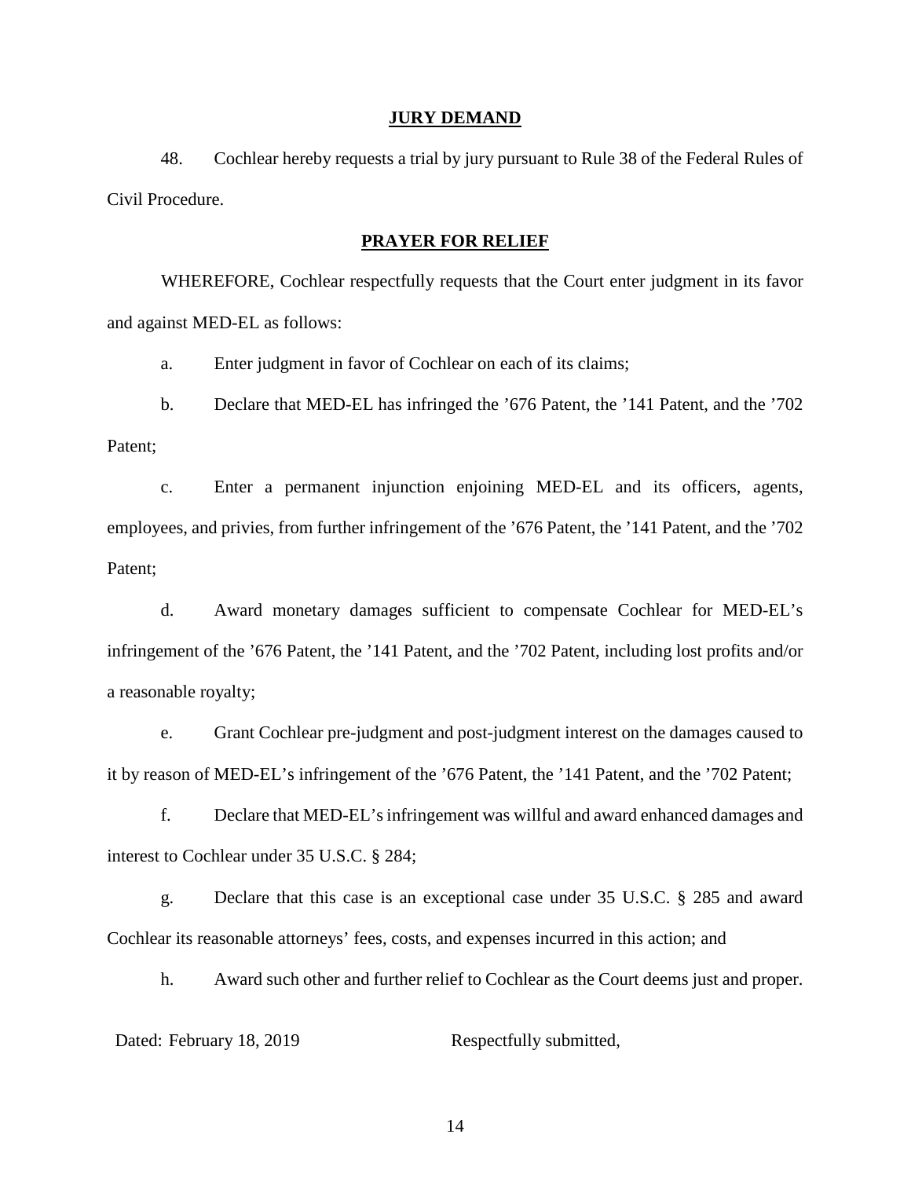## JURY DEMAND

48. Cochlear hereby requests a trial by jury pursuant to Rule 38 of the Federal Rules of Civil Procedure.

## PRAYER FOR RELIEF

WHEREFORE, Cochlear respectfully requests that the Court enter judgment in its favor and against MED-EL as follows:

a. Enter judgment in favor of Cochlear on each of its claims;

b. Declare that MED-EL has infringed the ’676 Patent, the ’141 Patent, and the ’702 Patent;

c. Enter a permanent injunction enjoining MED-EL and its officers, agents, employees, and privies, from further infringement of the ’676 Patent, the ’141 Patent, and the ’702 Patent;

d. Award monetary damages sufficient to compensate Cochlear for MED-EL’s infringement of the ’676 Patent, the ’141 Patent, and the ’702 Patent, including lost profits and/or a reasonable royalty;

e. Grant Cochlear pre-judgment and post-judgment interest on the damages caused to it by reason of MED-EL’s infringement of the ’676 Patent, the ’141 Patent, and the ’702 Patent;

f. Declare that MED-EL’s infringement was willful and award enhanced damages and interest to Cochlear under 35 U.S.C. § 284;

g. Declare that this case is an exceptional case under 35 U.S.C. § 285 and award Cochlear its reasonable attorneys’ fees, costs, and expenses incurred in this action; and

h. Award such other and further relief to Cochlear as the Court deems just and proper.

Dated: February 18, 2019 Respectfully submitted,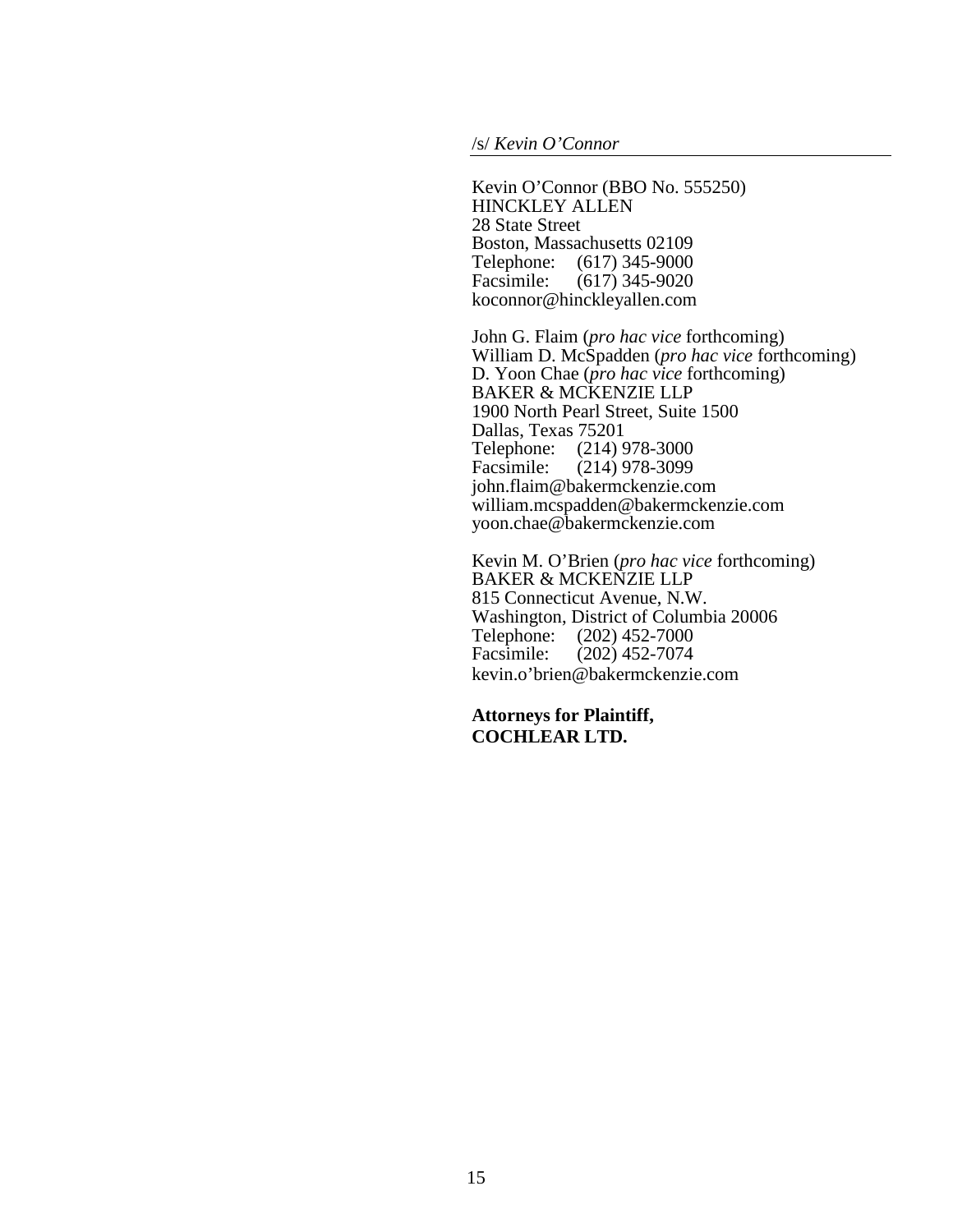/s/ *Kevin O'Connor*

Kevin O'Connor (BBO No. 555250)
HINCKLEY ALLEN
28 State Street
Boston, Massachusetts 02109
Telephone: (617) 345-9000
Facsimile: (617) 345-9020
koconnor@hinckleyallen.com

John G. Flaim (*pro hac vice* forthcoming)
William D. McSpadden (*pro hac vice* forthcoming)
D. Yoon Chae (*pro hac vice* forthcoming)
BAKER & MCKENZIE LLP
1900 North Pearl Street, Suite 1500
Dallas, Texas 75201
Telephone: (214) 978-3000
Facsimile: (214) 978-3099
john.flaim@bakermckenzie.com
william.mcspadden@bakermckenzie.com
yoon.chae@bakermckenzie.com

Kevin M. O'Brien (*pro hac vice* forthcoming)
BAKER & MCKENZIE LLP
815 Connecticut Avenue, N.W.
Washington, District of Columbia 20006
Telephone: (202) 452-7000
Facsimile: (202) 452-7074
kevin.o'brien@bakermckenzie.com

**Attorneys for Plaintiff,**
**COCHLEAR LTD.**